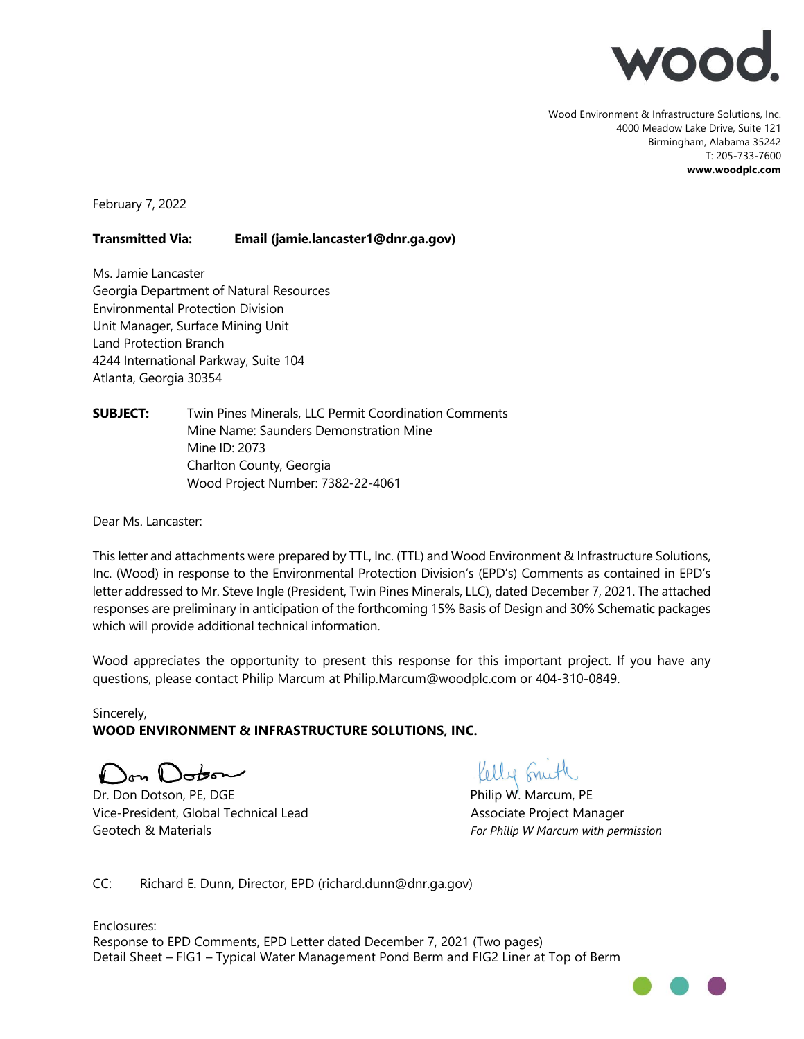Wood Environment & Infrastructure Solutions, Inc.
4000 Meadow Lake Drive, Suite 121
Birmingham, Alabama 35242
T: 205-733-7600
**www.woodplc.com**

February 7, 2022

**Transmitted Via: Email (jamie.lancaster1@dnr.ga.gov)**

Ms. Jamie Lancaster
Georgia Department of Natural Resources
Environmental Protection Division
Unit Manager, Surface Mining Unit
Land Protection Branch
4244 International Parkway, Suite 104
Atlanta, Georgia 30354

**SUBJECT:** Twin Pines Minerals, LLC Permit Coordination Comments
Mine Name: Saunders Demonstration Mine
Mine ID: 2073
Charlton County, Georgia
Wood Project Number: 7382-22-4061

Dear Ms. Lancaster:

This letter and attachments were prepared by TTL, Inc. (TTL) and Wood Environment & Infrastructure Solutions, Inc. (Wood) in response to the Environmental Protection Division's (EPD's) Comments as contained in EPD's letter addressed to Mr. Steve Ingle (President, Twin Pines Minerals, LLC), dated December 7, 2021. The attached responses are preliminary in anticipation of the forthcoming 15% Basis of Design and 30% Schematic packages which will provide additional technical information.

Wood appreciates the opportunity to present this response for this important project. If you have any questions, please contact Philip Marcum at Philip.Marcum@woodplc.com or 404-310-0849.

Sincerely,
**WOOD ENVIRONMENT & INFRASTRUCTURE SOLUTIONS, INC.**

Dr. Don Dotson, PE, DGE
Vice-President, Global Technical Lead
Geotech & Materials

Philip W. Marcum, PE
Associate Project Manager
*For Philip W Marcum with permission*

CC: Richard E. Dunn, Director, EPD (richard.dunn@dnr.ga.gov)

Enclosures:
Response to EPD Comments, EPD Letter dated December 7, 2021 (Two pages)
Detail Sheet – FIG1 – Typical Water Management Pond Berm and FIG2 Liner at Top of Berm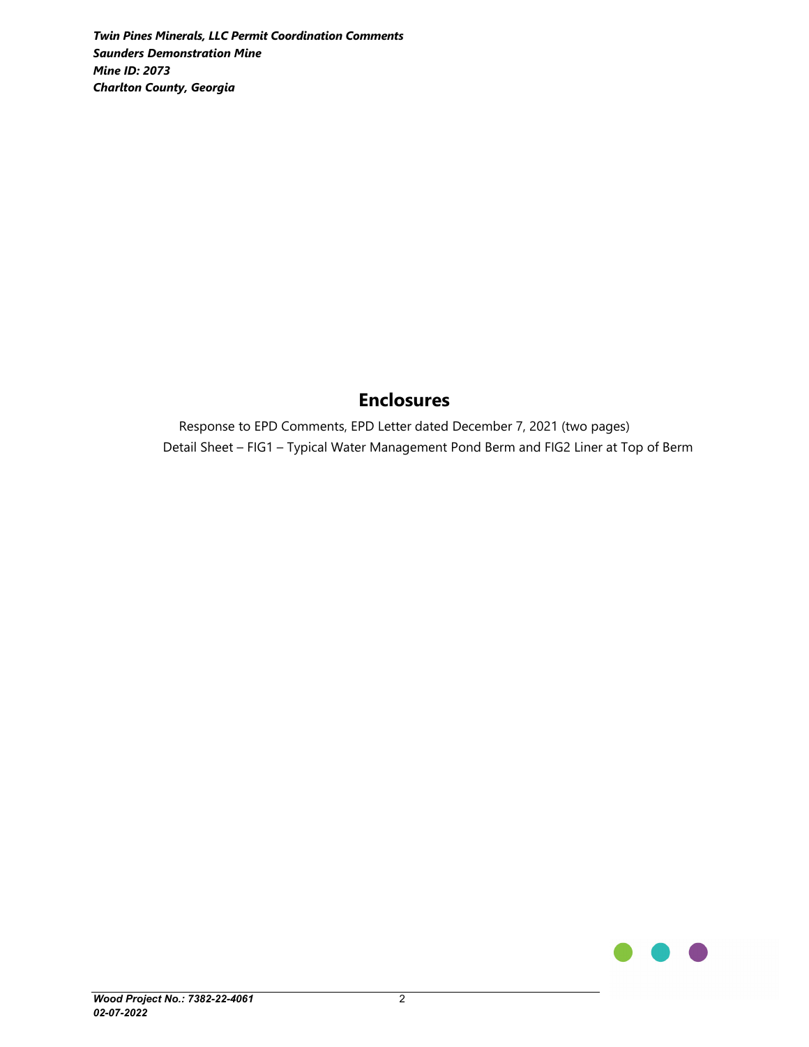## Enclosures

Response to EPD Comments, EPD Letter dated December 7, 2021 (two pages)

Detail Sheet – FIG1 – Typical Water Management Pond Berm and FIG2 Liner at Top of Berm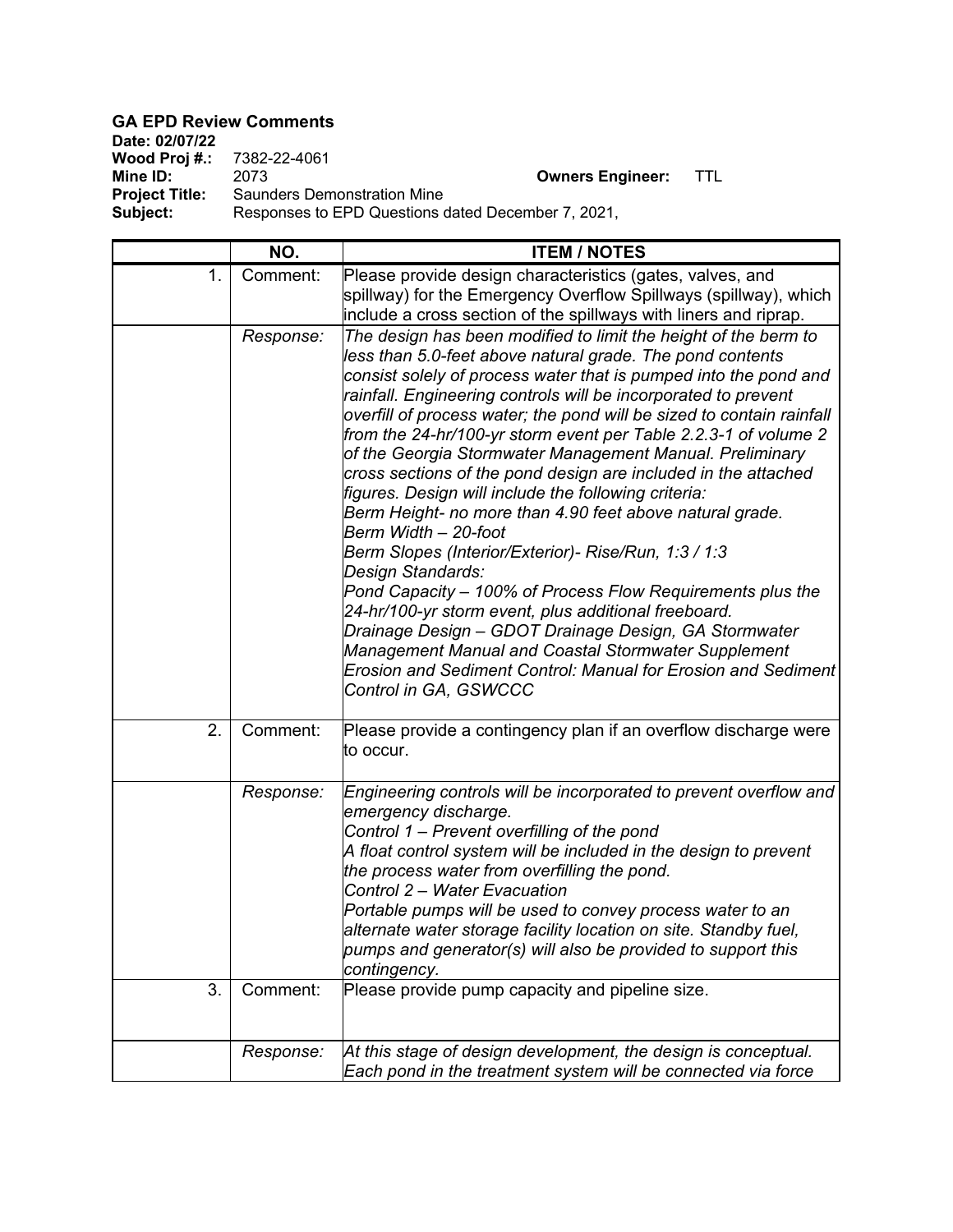**GA EPD Review Comments**

**Date: 02/07/22**

**Wood Proj #.:** 7382-22-4061

**Mine ID:** 2073 **Owners Engineer:** TTL

**Project Title:** Saunders Demonstration Mine

**Subject:** Responses to EPD Questions dated December 7, 2021,

| | NO. | ITEM / NOTES |
|---|---|---|
| 1. | Comment: | Please provide design characteristics (gates, valves, and spillway) for the Emergency Overflow Spillways (spillway), which include a cross section of the spillways with liners and riprap. |
| | *Response:* | *The design has been modified to limit the height of the berm to less than 5.0-feet above natural grade. The pond contents consist solely of process water that is pumped into the pond and rainfall. Engineering controls will be incorporated to prevent overfill of process water; the pond will be sized to contain rainfall from the 24-hr/100-yr storm event per Table 2.2.3-1 of volume 2 of the Georgia Stormwater Management Manual. Preliminary cross sections of the pond design are included in the attached figures. Design will include the following criteria:*<br>*Berm Height- no more than 4.90 feet above natural grade.*<br>*Berm Width – 20-foot*<br>*Berm Slopes (Interior/Exterior)- Rise/Run, 1:3 / 1:3*<br>*Design Standards:*<br>*Pond Capacity – 100% of Process Flow Requirements plus the 24-hr/100-yr storm event, plus additional freeboard.*<br>*Drainage Design – GDOT Drainage Design, GA Stormwater Management Manual and Coastal Stormwater Supplement*<br>*Erosion and Sediment Control: Manual for Erosion and Sediment Control in GA, GSWCCC* |
| 2. | Comment: | Please provide a contingency plan if an overflow discharge were to occur. |
| | *Response:* | *Engineering controls will be incorporated to prevent overflow and emergency discharge.*<br>*Control 1 – Prevent overfilling of the pond*<br>*A float control system will be included in the design to prevent the process water from overfilling the pond.*<br>*Control 2 – Water Evacuation*<br>*Portable pumps will be used to convey process water to an alternate water storage facility location on site. Standby fuel, pumps and generator(s) will also be provided to support this contingency.* |
| 3. | Comment: | Please provide pump capacity and pipeline size. |
| | *Response:* | *At this stage of design development, the design is conceptual. Each pond in the treatment system will be connected via force* |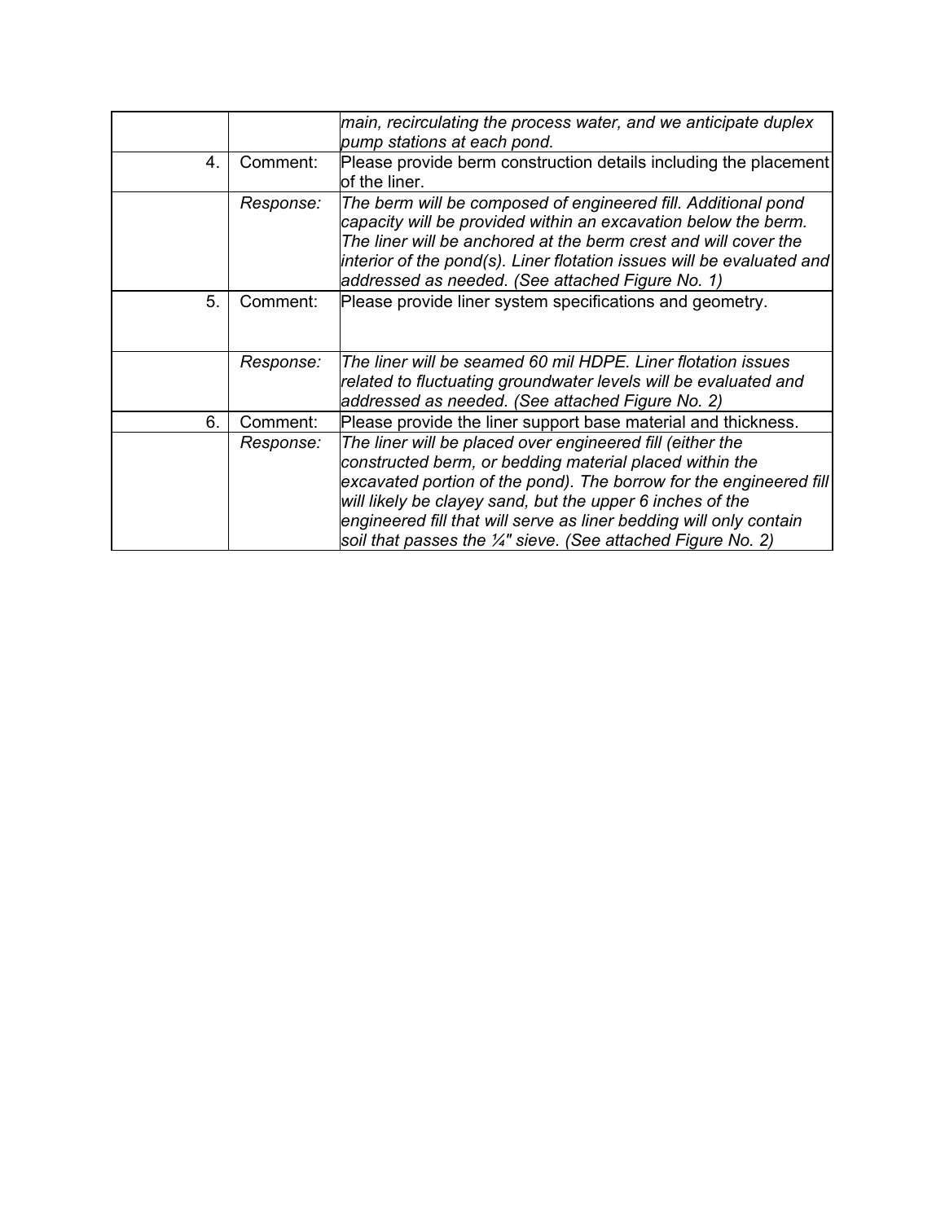| | | |
|---|---|---|
| | | *main, recirculating the process water, and we anticipate duplex pump stations at each pond.* |
| 4. | Comment: | Please provide berm construction details including the placement of the liner. |
| | *Response:* | *The berm will be composed of engineered fill. Additional pond capacity will be provided within an excavation below the berm. The liner will be anchored at the berm crest and will cover the interior of the pond(s). Liner flotation issues will be evaluated and addressed as needed. (See attached Figure No. 1)* |
| 5. | Comment: | Please provide liner system specifications and geometry. |
| | *Response:* | *The liner will be seamed 60 mil HDPE. Liner flotation issues related to fluctuating groundwater levels will be evaluated and addressed as needed. (See attached Figure No. 2)* |
| 6. | Comment: | Please provide the liner support base material and thickness. |
| | *Response:* | *The liner will be placed over engineered fill (either the constructed berm, or bedding material placed within the excavated portion of the pond). The borrow for the engineered fill will likely be clayey sand, but the upper 6 inches of the engineered fill that will serve as liner bedding will only contain soil that passes the ¼" sieve. (See attached Figure No. 2)* |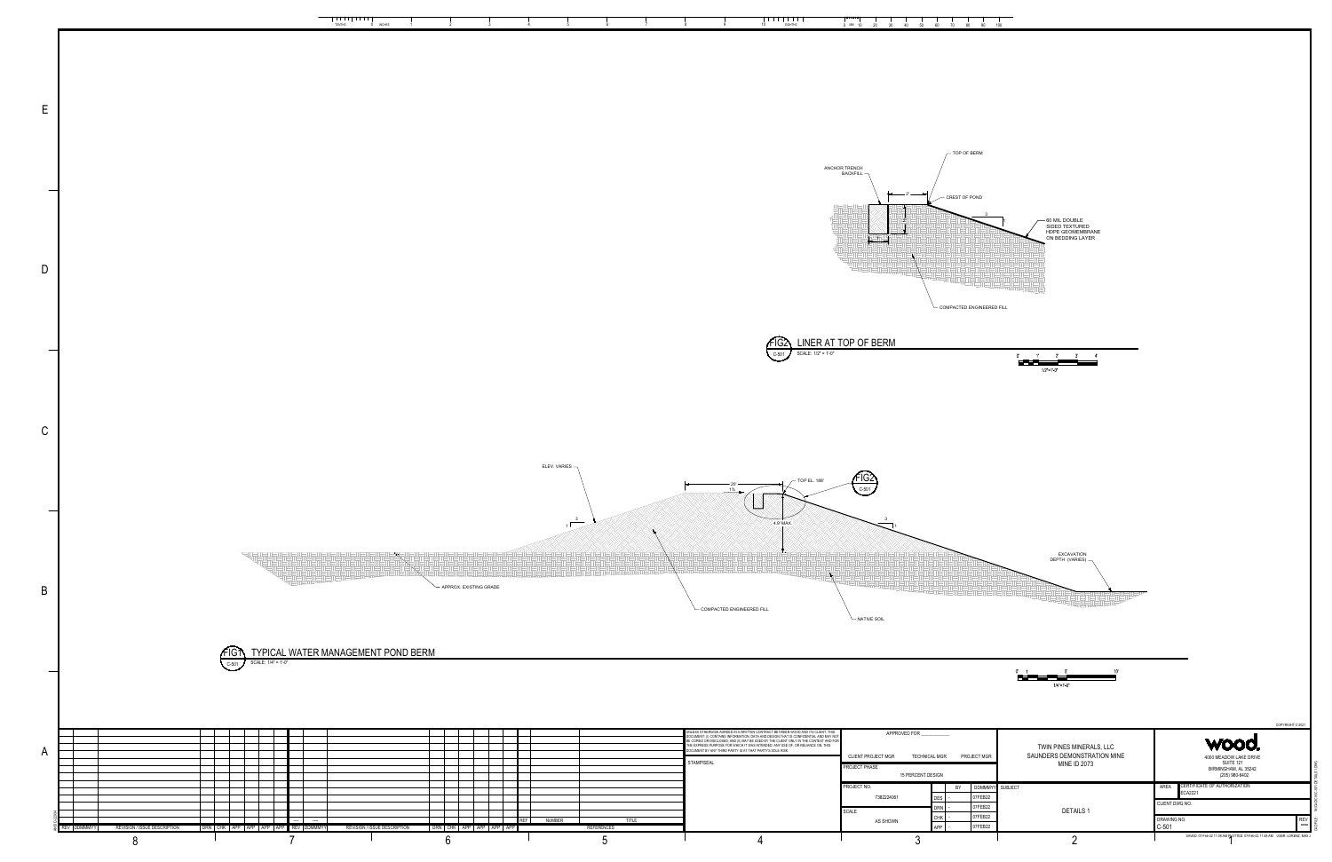ANCHOR TRENCH BACKFILL

TOP OF BERM

CREST OF POND

60 MIL DOUBLE SIDED TEXTURED HDPE GEOMEMBRANE ON BEDDING LAYER

COMPACTED ENGINEERED FILL

## FIG2 LINER AT TOP OF BERM

C-501

SCALE: 1/2" = 1'-0"

ELEV. VARIES

TOP EL. 188'

4.0' MAX.

APPROX. EXISTING GRADE

COMPACTED ENGINEERED FILL

NATIVE SOIL

EXCAVATION DEPTH (VARIES)

## FIG1 TYPICAL WATER MANAGEMENT POND BERM

C-501

SCALE: 1/4" = 1'-0"

UNLESS OTHERWISE AGREED IN A WRITTEN CONTRACT BETWEEN WOOD AND ITS CLIENT, THIS DOCUMENT: (I) CONTAINS INFORMATION, DATA AND DESIGN THAT IS CONFIDENTIAL AND MAY NOT BE COPIED OR DISCLOSED; AND (II) MAY BE USED BY THE CLIENT ONLY IN THE CONTEXT AND FOR THE EXPRESS PURPOSE FOR WHICH IT WAS INTENDED. ANY USE OF, OR RELIANCE ON, THIS DOCUMENT BY ANY THIRD PARTY IS AT THAT PARTY'S SOLE RISK.

STAMP/SEAL

| REV | DD/MM/YY | REVISION / ISSUE DESCRIPTION | DRN | CHK | APP | APP | APP | APP |
|---|---|---|---|---|---|---|---|---|

| REF | NUMBER | TITLE |
|---|---|---|
| | | REFERENCES |

APPROVED FOR \_\_\_\_\_\_\_\_\_\_

CLIENT PROJECT MGR | TECHNICAL MGR | PROJECT MGR

PROJECT PHASE: 15 PERCENT DESIGN

| PROJECT NO. | | BY | DD/MM/YY |
|---|---|---|---|
| 7382234061 | DES | - | 07FEB22 |
| | DRN | - | 07FEB22 |
| SCALE: AS SHOWN | CHK | - | 07FEB22 |
| | APP | - | 07FEB22 |

TWIN PINES MINERALS, LLC
SAUNDERS DEMONSTRATION MINE
MINE ID 2073

SUBJECT: DETAILS 1

wood.
4000 MEADOW LAKE DRIVE
SUITE 121
BIRMINGHAM, AL 35242
(205) 980-8402

AREA | CERTIFICATE OF AUTHORIZATION ECA2221

CLIENT DWG NO.

DRAWING NO. C-501

COPYRIGHT © 2021